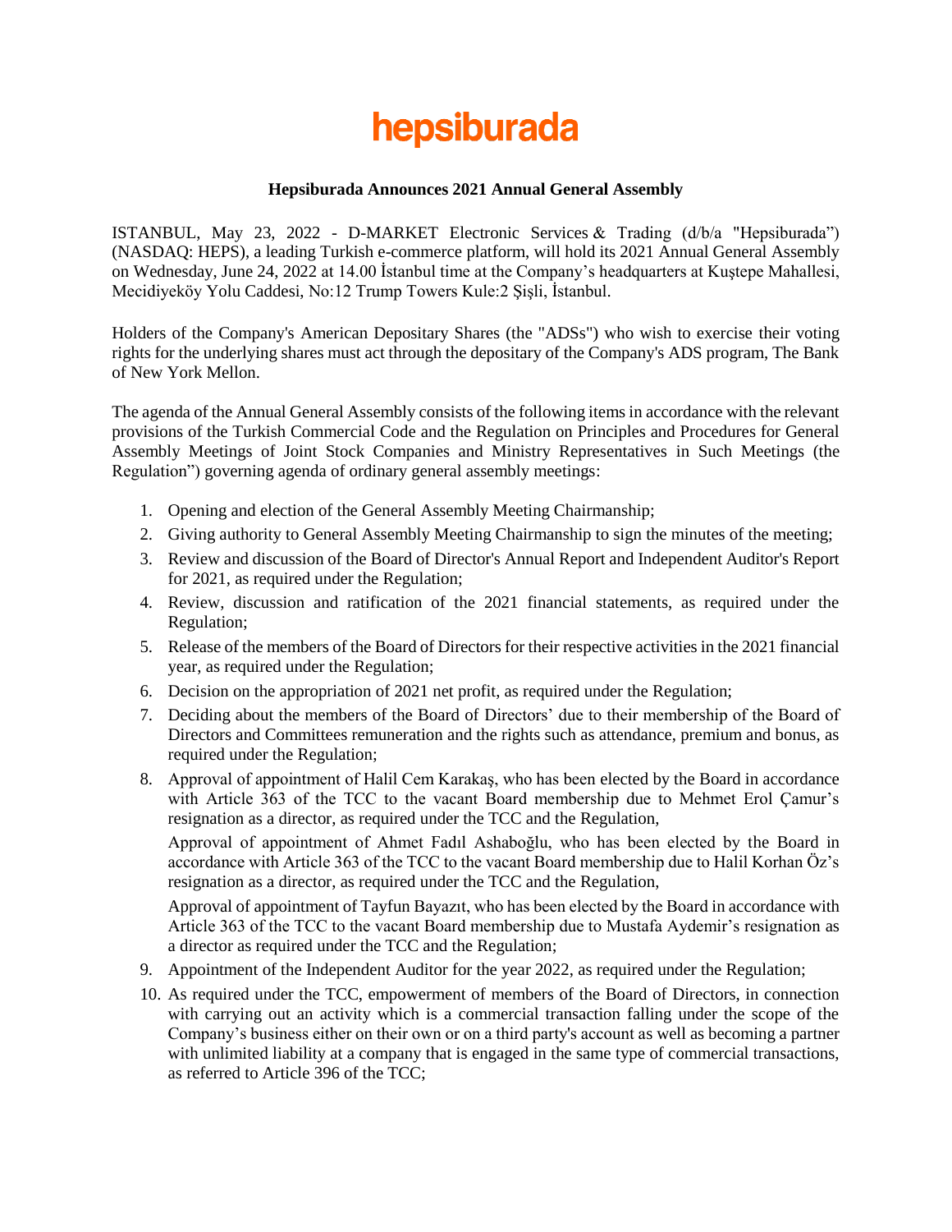# hepsiburada

**Hepsiburada Announces 2021 Annual General Assembly**

ISTANBUL, May 23, 2022 - D-MARKET Electronic Services & Trading (d/b/a "Hepsiburada") (NASDAQ: HEPS), a leading Turkish e-commerce platform, will hold its 2021 Annual General Assembly on Wednesday, June 24, 2022 at 14.00 İstanbul time at the Company's headquarters at Kuştepe Mahallesi, Mecidiyeköy Yolu Caddesi, No:12 Trump Towers Kule:2 Şişli, İstanbul.

Holders of the Company's American Depositary Shares (the "ADSs") who wish to exercise their voting rights for the underlying shares must act through the depositary of the Company's ADS program, The Bank of New York Mellon.

The agenda of the Annual General Assembly consists of the following items in accordance with the relevant provisions of the Turkish Commercial Code and the Regulation on Principles and Procedures for General Assembly Meetings of Joint Stock Companies and Ministry Representatives in Such Meetings (the Regulation") governing agenda of ordinary general assembly meetings:

1. Opening and election of the General Assembly Meeting Chairmanship;
2. Giving authority to General Assembly Meeting Chairmanship to sign the minutes of the meeting;
3. Review and discussion of the Board of Director's Annual Report and Independent Auditor's Report for 2021, as required under the Regulation;
4. Review, discussion and ratification of the 2021 financial statements, as required under the Regulation;
5. Release of the members of the Board of Directors for their respective activities in the 2021 financial year, as required under the Regulation;
6. Decision on the appropriation of 2021 net profit, as required under the Regulation;
7. Deciding about the members of the Board of Directors' due to their membership of the Board of Directors and Committees remuneration and the rights such as attendance, premium and bonus, as required under the Regulation;
8. Approval of appointment of Halil Cem Karakaş, who has been elected by the Board in accordance with Article 363 of the TCC to the vacant Board membership due to Mehmet Erol Çamur's resignation as a director, as required under the TCC and the Regulation,

   Approval of appointment of Ahmet Fadıl Ashaboğlu, who has been elected by the Board in accordance with Article 363 of the TCC to the vacant Board membership due to Halil Korhan Öz's resignation as a director, as required under the TCC and the Regulation,

   Approval of appointment of Tayfun Bayazıt, who has been elected by the Board in accordance with Article 363 of the TCC to the vacant Board membership due to Mustafa Aydemir's resignation as a director as required under the TCC and the Regulation;
9. Appointment of the Independent Auditor for the year 2022, as required under the Regulation;
10. As required under the TCC, empowerment of members of the Board of Directors, in connection with carrying out an activity which is a commercial transaction falling under the scope of the Company's business either on their own or on a third party's account as well as becoming a partner with unlimited liability at a company that is engaged in the same type of commercial transactions, as referred to Article 396 of the TCC;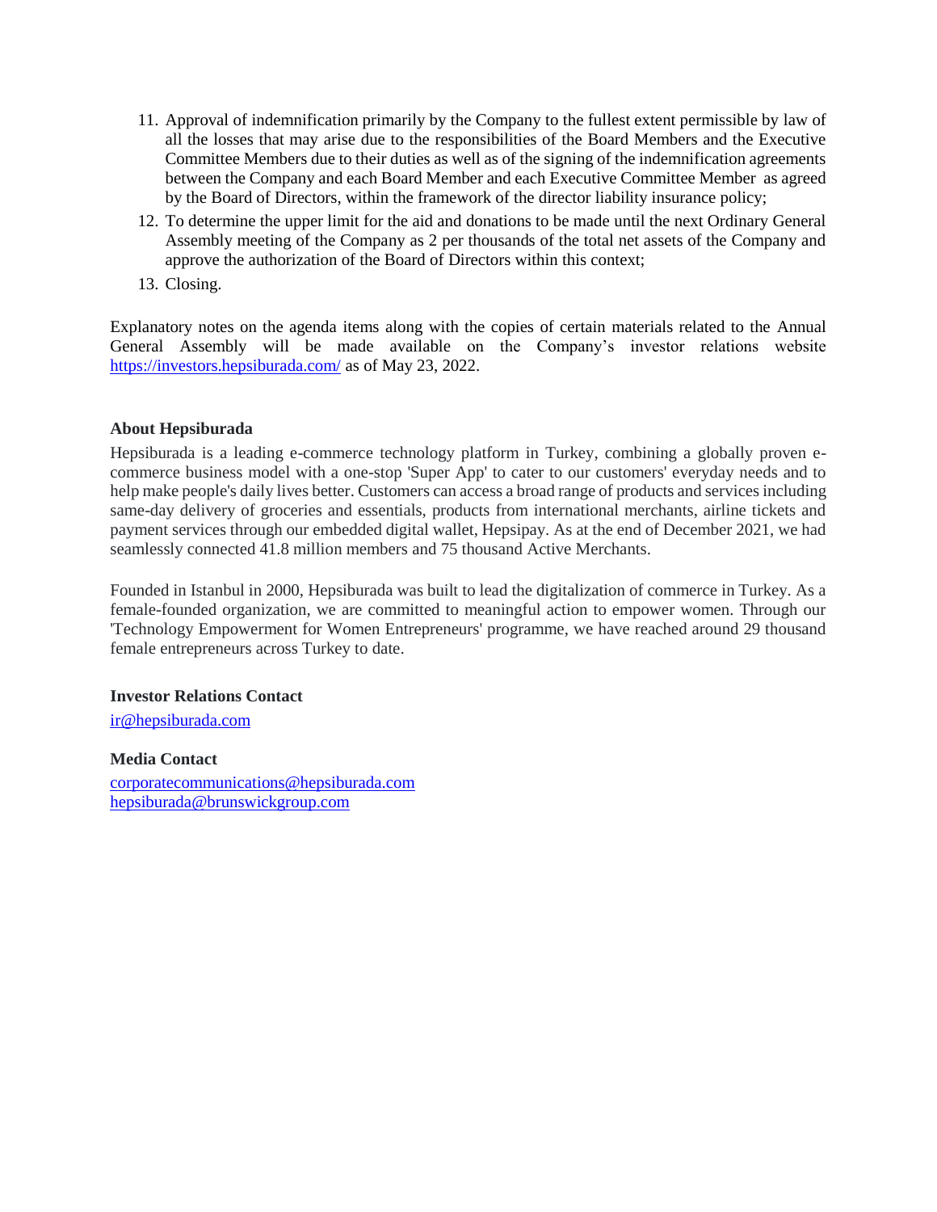11. Approval of indemnification primarily by the Company to the fullest extent permissible by law of all the losses that may arise due to the responsibilities of the Board Members and the Executive Committee Members due to their duties as well as of the signing of the indemnification agreements between the Company and each Board Member and each Executive Committee Member as agreed by the Board of Directors, within the framework of the director liability insurance policy;
12. To determine the upper limit for the aid and donations to be made until the next Ordinary General Assembly meeting of the Company as 2 per thousands of the total net assets of the Company and approve the authorization of the Board of Directors within this context;
13. Closing.

Explanatory notes on the agenda items along with the copies of certain materials related to the Annual General Assembly will be made available on the Company's investor relations website https://investors.hepsiburada.com/ as of May 23, 2022.

**About Hepsiburada**

Hepsiburada is a leading e-commerce technology platform in Turkey, combining a globally proven e-commerce business model with a one-stop 'Super App' to cater to our customers' everyday needs and to help make people's daily lives better. Customers can access a broad range of products and services including same-day delivery of groceries and essentials, products from international merchants, airline tickets and payment services through our embedded digital wallet, Hepsipay. As at the end of December 2021, we had seamlessly connected 41.8 million members and 75 thousand Active Merchants.

Founded in Istanbul in 2000, Hepsiburada was built to lead the digitalization of commerce in Turkey. As a female-founded organization, we are committed to meaningful action to empower women. Through our 'Technology Empowerment for Women Entrepreneurs' programme, we have reached around 29 thousand female entrepreneurs across Turkey to date.

**Investor Relations Contact**

ir@hepsiburada.com

**Media Contact**

corporatecommunications@hepsiburada.com
hepsiburada@brunswickgroup.com